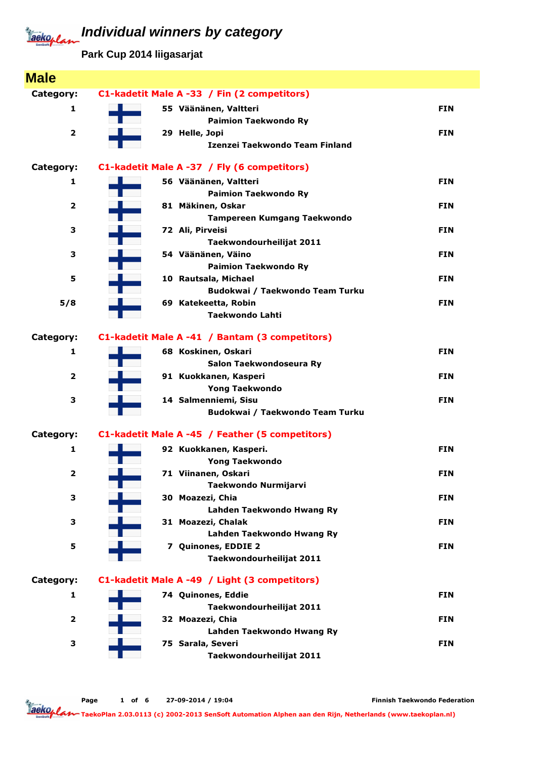# Individual winners by category

## Park Cup 2014 liigasarjat

## Male

### Category: C1-kadetit Male A -33 / Fin (2 competitors)

| Place | No. | Name / Club | Country |
|---|---|---|---|
| 1 | 55 | Väänänen, Valtteri<br>Paimion Taekwondo Ry | FIN |
| 2 | 29 | Helle, Jopi<br>Izenzei Taekwondo Team Finland | FIN |

### Category: C1-kadetit Male A -37 / Fly (6 competitors)

| Place | No. | Name / Club | Country |
|---|---|---|---|
| 1 | 56 | Väänänen, Valtteri<br>Paimion Taekwondo Ry | FIN |
| 2 | 81 | Mäkinen, Oskar<br>Tampereen Kumgang Taekwondo | FIN |
| 3 | 72 | Ali, Pirveisi<br>Taekwondourheilijat 2011 | FIN |
| 3 | 54 | Väänänen, Väino<br>Paimion Taekwondo Ry | FIN |
| 5 | 10 | Rautsala, Michael<br>Budokwai / Taekwondo Team Turku | FIN |
| 5/8 | 69 | Katekeetta, Robin<br>Taekwondo Lahti | FIN |

### Category: C1-kadetit Male A -41 / Bantam (3 competitors)

| Place | No. | Name / Club | Country |
|---|---|---|---|
| 1 | 68 | Koskinen, Oskari<br>Salon Taekwondoseura Ry | FIN |
| 2 | 91 | Kuokkanen, Kasperi<br>Yong Taekwondo | FIN |
| 3 | 14 | Salmenniemi, Sisu<br>Budokwai / Taekwondo Team Turku | FIN |

### Category: C1-kadetit Male A -45 / Feather (5 competitors)

| Place | No. | Name / Club | Country |
|---|---|---|---|
| 1 | 92 | Kuokkanen, Kasperi.<br>Yong Taekwondo | FIN |
| 2 | 71 | Viinanen, Oskari<br>Taekwondo Nurmijarvi | FIN |
| 3 | 30 | Moazezi, Chia<br>Lahden Taekwondo Hwang Ry | FIN |
| 3 | 31 | Moazezi, Chalak<br>Lahden Taekwondo Hwang Ry | FIN |
| 5 | 7 | Quinones, EDDIE 2<br>Taekwondourheilijat 2011 | FIN |

### Category: C1-kadetit Male A -49 / Light (3 competitors)

| Place | No. | Name / Club | Country |
|---|---|---|---|
| 1 | 74 | Quinones, Eddie<br>Taekwondourheilijat 2011 | FIN |
| 2 | 32 | Moazezi, Chia<br>Lahden Taekwondo Hwang Ry | FIN |
| 3 | 75 | Sarala, Severi<br>Taekwondourheilijat 2011 | FIN |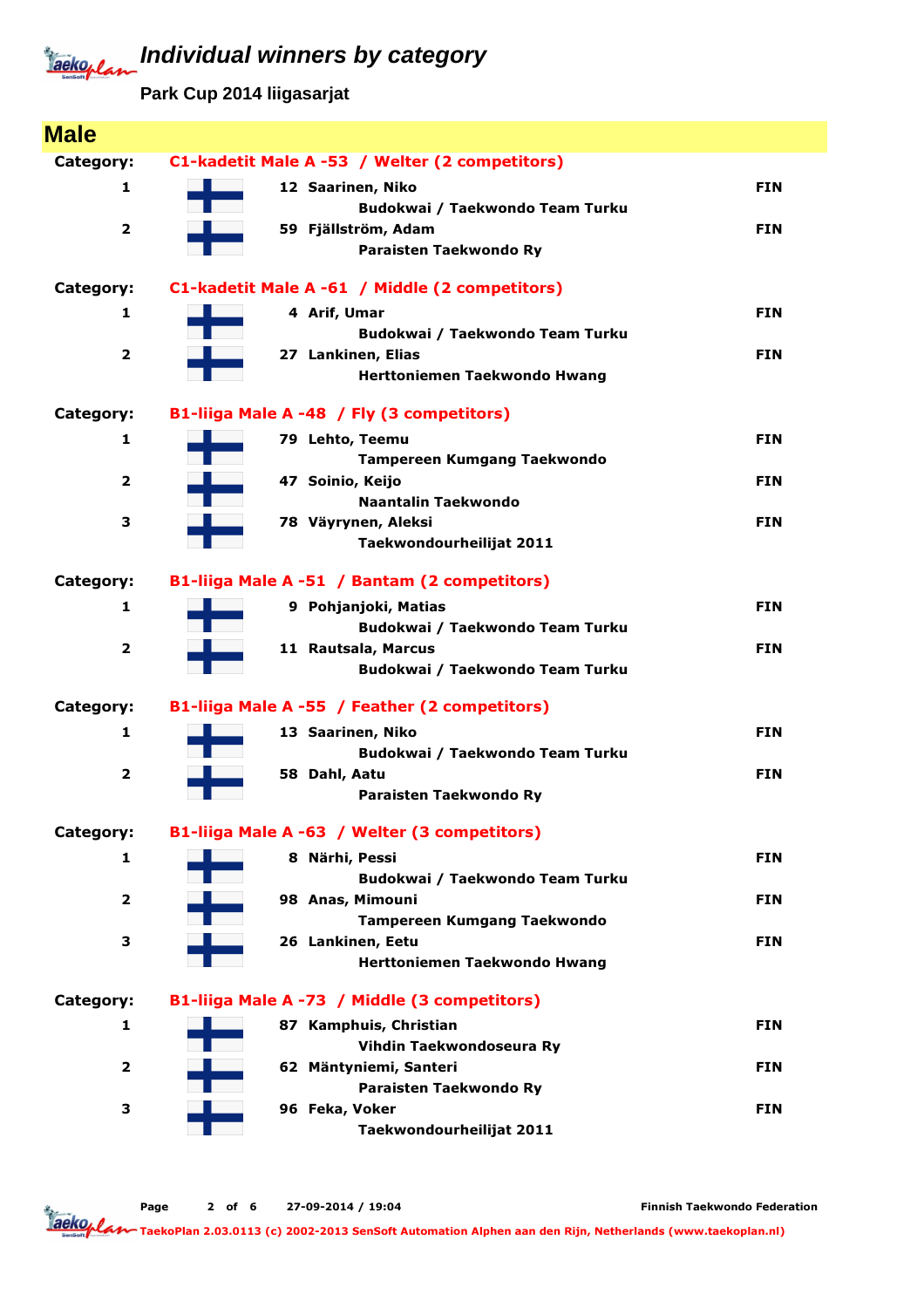# Individual winners by category

**Park Cup 2014 liigasarjat**

## Male

**Category: C1-kadetit Male A -53 / Welter (2 competitors)**

| Place | No. | Name / Club | Country |
|---|---|---|---|
| 1 | 12 | Saarinen, Niko<br>Budokwai / Taekwondo Team Turku | FIN |
| 2 | 59 | Fjällström, Adam<br>Paraisten Taekwondo Ry | FIN |

**Category: C1-kadetit Male A -61 / Middle (2 competitors)**

| Place | No. | Name / Club | Country |
|---|---|---|---|
| 1 | 4 | Arif, Umar<br>Budokwai / Taekwondo Team Turku | FIN |
| 2 | 27 | Lankinen, Elias<br>Herttoniemen Taekwondo Hwang | FIN |

**Category: B1-liiga Male A -48 / Fly (3 competitors)**

| Place | No. | Name / Club | Country |
|---|---|---|---|
| 1 | 79 | Lehto, Teemu<br>Tampereen Kumgang Taekwondo | FIN |
| 2 | 47 | Soinio, Keijo<br>Naantalin Taekwondo | FIN |
| 3 | 78 | Väyrynen, Aleksi<br>Taekwondourheilijat 2011 | FIN |

**Category: B1-liiga Male A -51 / Bantam (2 competitors)**

| Place | No. | Name / Club | Country |
|---|---|---|---|
| 1 | 9 | Pohjanjoki, Matias<br>Budokwai / Taekwondo Team Turku | FIN |
| 2 | 11 | Rautsala, Marcus<br>Budokwai / Taekwondo Team Turku | FIN |

**Category: B1-liiga Male A -55 / Feather (2 competitors)**

| Place | No. | Name / Club | Country |
|---|---|---|---|
| 1 | 13 | Saarinen, Niko<br>Budokwai / Taekwondo Team Turku | FIN |
| 2 | 58 | Dahl, Aatu<br>Paraisten Taekwondo Ry | FIN |

**Category: B1-liiga Male A -63 / Welter (3 competitors)**

| Place | No. | Name / Club | Country |
|---|---|---|---|
| 1 | 8 | Närhi, Pessi<br>Budokwai / Taekwondo Team Turku | FIN |
| 2 | 98 | Anas, Mimouni<br>Tampereen Kumgang Taekwondo | FIN |
| 3 | 26 | Lankinen, Eetu<br>Herttoniemen Taekwondo Hwang | FIN |

**Category: B1-liiga Male A -73 / Middle (3 competitors)**

| Place | No. | Name / Club | Country |
|---|---|---|---|
| 1 | 87 | Kamphuis, Christian<br>Vihdin Taekwondoseura Ry | FIN |
| 2 | 62 | Mäntyniemi, Santeri<br>Paraisten Taekwondo Ry | FIN |
| 3 | 96 | Feka, Voker<br>Taekwondourheilijat 2011 | FIN |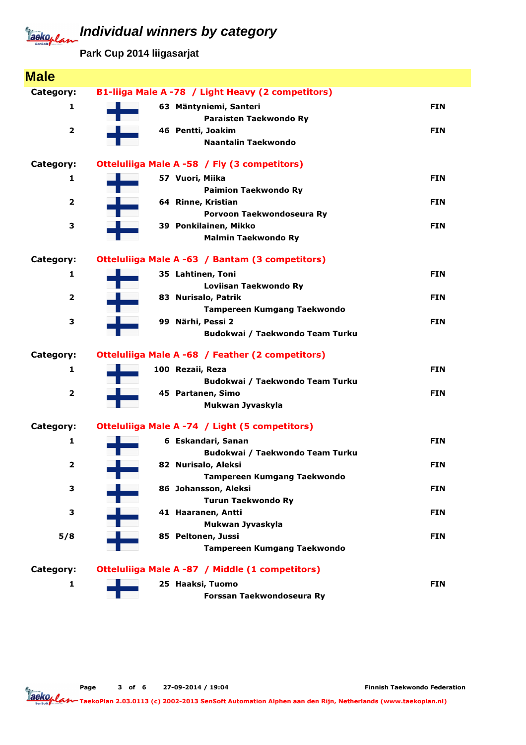# Individual winners by category

**Park Cup 2014 liigasarjat**

## Male

**Category: B1-liiga Male A -78 / Light Heavy (2 competitors)**

| Place | No. | Name / Club | Country |
|---|---|---|---|
| 1 | 63 | Mäntyniemi, Santeri<br>Paraisten Taekwondo Ry | FIN |
| 2 | 46 | Pentti, Joakim<br>Naantalin Taekwondo | FIN |

**Category: Otteluliiga Male A -58 / Fly (3 competitors)**

| Place | No. | Name / Club | Country |
|---|---|---|---|
| 1 | 57 | Vuori, Miika<br>Paimion Taekwondo Ry | FIN |
| 2 | 64 | Rinne, Kristian<br>Porvoon Taekwondoseura Ry | FIN |
| 3 | 39 | Ponkilainen, Mikko<br>Malmin Taekwondo Ry | FIN |

**Category: Otteluliiga Male A -63 / Bantam (3 competitors)**

| Place | No. | Name / Club | Country |
|---|---|---|---|
| 1 | 35 | Lahtinen, Toni<br>Loviisan Taekwondo Ry | FIN |
| 2 | 83 | Nurisalo, Patrik<br>Tampereen Kumgang Taekwondo | FIN |
| 3 | 99 | Närhi, Pessi 2<br>Budokwai / Taekwondo Team Turku | FIN |

**Category: Otteluliiga Male A -68 / Feather (2 competitors)**

| Place | No. | Name / Club | Country |
|---|---|---|---|
| 1 | 100 | Rezaii, Reza<br>Budokwai / Taekwondo Team Turku | FIN |
| 2 | 45 | Partanen, Simo<br>Mukwan Jyvaskyla | FIN |

**Category: Otteluliiga Male A -74 / Light (5 competitors)**

| Place | No. | Name / Club | Country |
|---|---|---|---|
| 1 | 6 | Eskandari, Sanan<br>Budokwai / Taekwondo Team Turku | FIN |
| 2 | 82 | Nurisalo, Aleksi<br>Tampereen Kumgang Taekwondo | FIN |
| 3 | 86 | Johansson, Aleksi<br>Turun Taekwondo Ry | FIN |
| 3 | 41 | Haaranen, Antti<br>Mukwan Jyvaskyla | FIN |
| 5/8 | 85 | Peltonen, Jussi<br>Tampereen Kumgang Taekwondo | FIN |

**Category: Otteluliiga Male A -87 / Middle (1 competitors)**

| Place | No. | Name / Club | Country |
|---|---|---|---|
| 1 | 25 | Haaksi, Tuomo<br>Forssan Taekwondoseura Ry | FIN |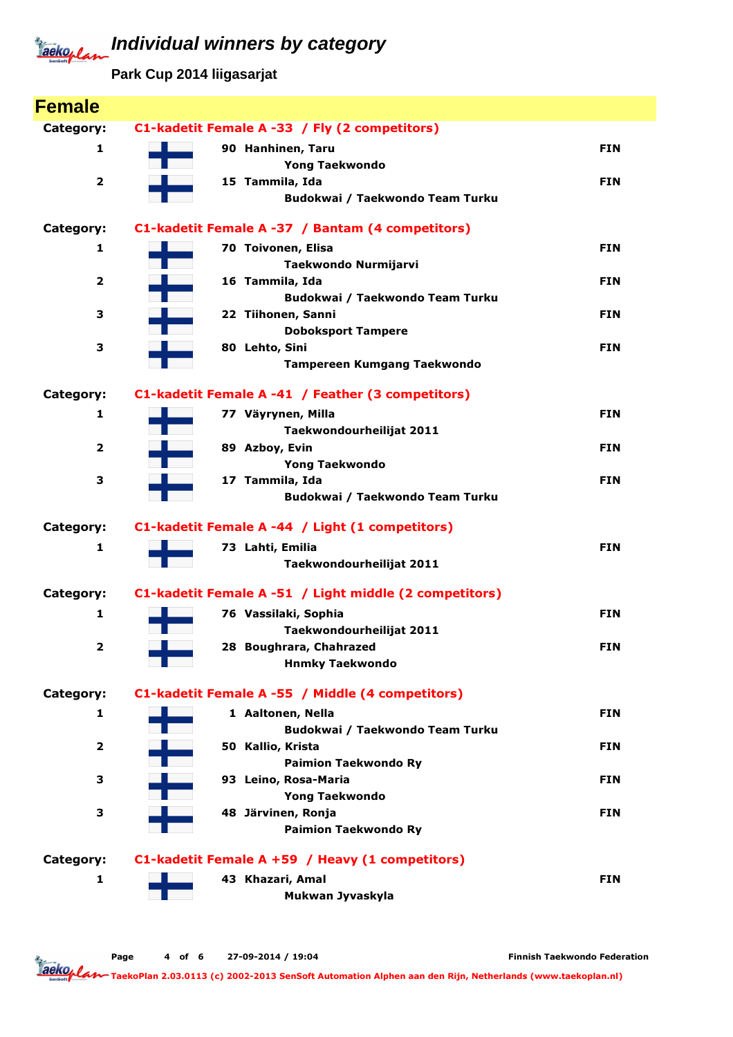# Individual winners by category

**Park Cup 2014 liigasarjat**

## Female

### Category: C1-kadetit Female A -33 / Fly (2 competitors)

| Place | No. | Name | Club | Country |
|---|---|---|---|---|
| 1 | 90 | Hanhinen, Taru | Yong Taekwondo | FIN |
| 2 | 15 | Tammila, Ida | Budokwai / Taekwondo Team Turku | FIN |

### Category: C1-kadetit Female A -37 / Bantam (4 competitors)

| Place | No. | Name | Club | Country |
|---|---|---|---|---|
| 1 | 70 | Toivonen, Elisa | Taekwondo Nurmijarvi | FIN |
| 2 | 16 | Tammila, Ida | Budokwai / Taekwondo Team Turku | FIN |
| 3 | 22 | Tiihonen, Sanni | Doboksport Tampere | FIN |
| 3 | 80 | Lehto, Sini | Tampereen Kumgang Taekwondo | FIN |

### Category: C1-kadetit Female A -41 / Feather (3 competitors)

| Place | No. | Name | Club | Country |
|---|---|---|---|---|
| 1 | 77 | Väyrynen, Milla | Taekwondourheilijat 2011 | FIN |
| 2 | 89 | Azboy, Evin | Yong Taekwondo | FIN |
| 3 | 17 | Tammila, Ida | Budokwai / Taekwondo Team Turku | FIN |

### Category: C1-kadetit Female A -44 / Light (1 competitors)

| Place | No. | Name | Club | Country |
|---|---|---|---|---|
| 1 | 73 | Lahti, Emilia | Taekwondourheilijat 2011 | FIN |

### Category: C1-kadetit Female A -51 / Light middle (2 competitors)

| Place | No. | Name | Club | Country |
|---|---|---|---|---|
| 1 | 76 | Vassilaki, Sophia | Taekwondourheilijat 2011 | FIN |
| 2 | 28 | Boughrara, Chahrazed | Hnmky Taekwondo | FIN |

### Category: C1-kadetit Female A -55 / Middle (4 competitors)

| Place | No. | Name | Club | Country |
|---|---|---|---|---|
| 1 | 1 | Aaltonen, Nella | Budokwai / Taekwondo Team Turku | FIN |
| 2 | 50 | Kallio, Krista | Paimion Taekwondo Ry | FIN |
| 3 | 93 | Leino, Rosa-Maria | Yong Taekwondo | FIN |
| 3 | 48 | Järvinen, Ronja | Paimion Taekwondo Ry | FIN |

### Category: C1-kadetit Female A +59 / Heavy (1 competitors)

| Place | No. | Name | Club | Country |
|---|---|---|---|---|
| 1 | 43 | Khazari, Amal | Mukwan Jyvaskyla | FIN |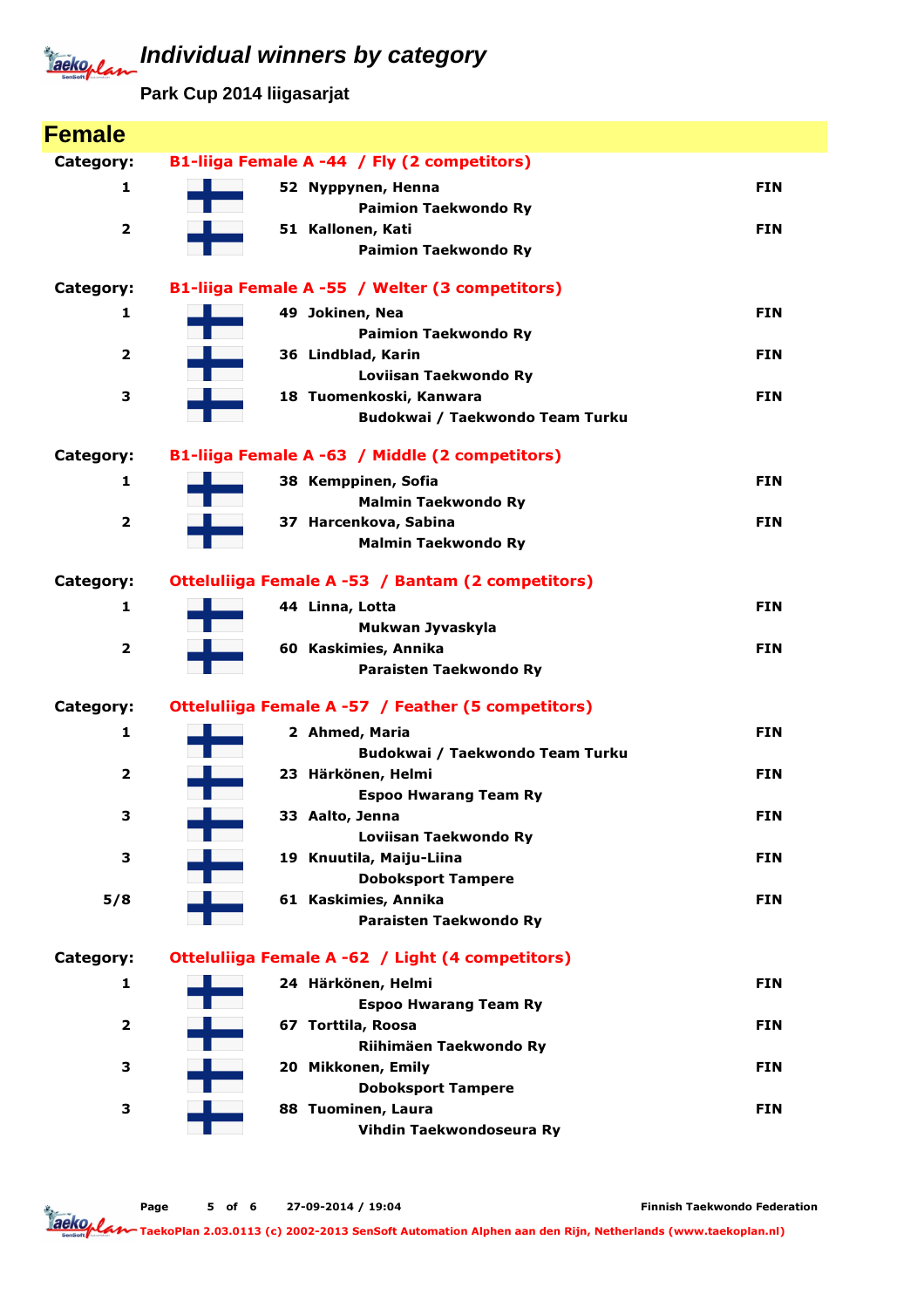# Individual winners by category

**Park Cup 2014 liigasarjat**

## Female

**Category: B1-liiga Female A -44 / Fly (2 competitors)**

| Place | No. | Name / Club | Country |
|---|---|---|---|
| 1 | 52 | Nyppynen, Henna<br>Paimion Taekwondo Ry | FIN |
| 2 | 51 | Kallonen, Kati<br>Paimion Taekwondo Ry | FIN |

**Category: B1-liiga Female A -55 / Welter (3 competitors)**

| Place | No. | Name / Club | Country |
|---|---|---|---|
| 1 | 49 | Jokinen, Nea<br>Paimion Taekwondo Ry | FIN |
| 2 | 36 | Lindblad, Karin<br>Loviisan Taekwondo Ry | FIN |
| 3 | 18 | Tuomenkoski, Kanwara<br>Budokwai / Taekwondo Team Turku | FIN |

**Category: B1-liiga Female A -63 / Middle (2 competitors)**

| Place | No. | Name / Club | Country |
|---|---|---|---|
| 1 | 38 | Kemppinen, Sofia<br>Malmin Taekwondo Ry | FIN |
| 2 | 37 | Harcenkova, Sabina<br>Malmin Taekwondo Ry | FIN |

**Category: Otteluliiga Female A -53 / Bantam (2 competitors)**

| Place | No. | Name / Club | Country |
|---|---|---|---|
| 1 | 44 | Linna, Lotta<br>Mukwan Jyvaskyla | FIN |
| 2 | 60 | Kaskimies, Annika<br>Paraisten Taekwondo Ry | FIN |

**Category: Otteluliiga Female A -57 / Feather (5 competitors)**

| Place | No. | Name / Club | Country |
|---|---|---|---|
| 1 | 2 | Ahmed, Maria<br>Budokwai / Taekwondo Team Turku | FIN |
| 2 | 23 | Härkönen, Helmi<br>Espoo Hwarang Team Ry | FIN |
| 3 | 33 | Aalto, Jenna<br>Loviisan Taekwondo Ry | FIN |
| 3 | 19 | Knuutila, Maiju-Liina<br>Doboksport Tampere | FIN |
| 5/8 | 61 | Kaskimies, Annika<br>Paraisten Taekwondo Ry | FIN |

**Category: Otteluliiga Female A -62 / Light (4 competitors)**

| Place | No. | Name / Club | Country |
|---|---|---|---|
| 1 | 24 | Härkönen, Helmi<br>Espoo Hwarang Team Ry | FIN |
| 2 | 67 | Torttila, Roosa<br>Riihimäen Taekwondo Ry | FIN |
| 3 | 20 | Mikkonen, Emily<br>Doboksport Tampere | FIN |
| 3 | 88 | Tuominen, Laura<br>Vihdin Taekwondoseura Ry | FIN |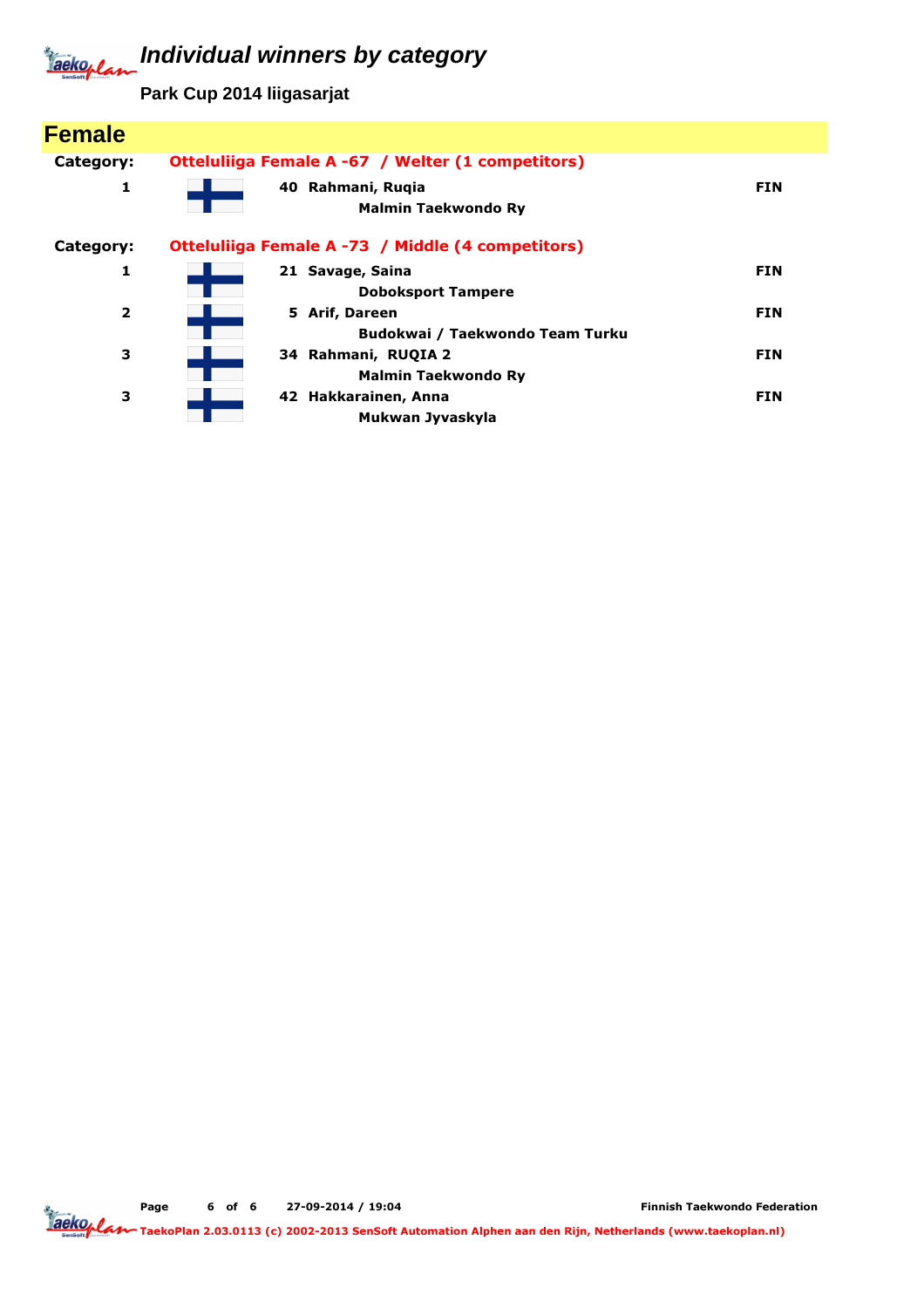# Individual winners by category

**Park Cup 2014 liigasarjat**

## Female

**Category:** Otteluliiga Female A -67 / Welter (1 competitors)

| | | | |
|---|---|---|---|
| 1 | 40 Rahmani, Ruqia | Malmin Taekwondo Ry | FIN |

**Category:** Otteluliiga Female A -73 / Middle (4 competitors)

| | | | |
|---|---|---|---|
| 1 | 21 Savage, Saina | Doboksport Tampere | FIN |
| 2 | 5 Arif, Dareen | Budokwai / Taekwondo Team Turku | FIN |
| 3 | 34 Rahmani, RUQIA 2 | Malmin Taekwondo Ry | FIN |
| 3 | 42 Hakkarainen, Anna | Mukwan Jyvaskyla | FIN |

27-09-2014 / 19:04

Finnish Taekwondo Federation

TaekoPlan 2.03.0113 (c) 2002-2013 SenSoft Automation Alphen aan den Rijn, Netherlands (www.taekoplan.nl)